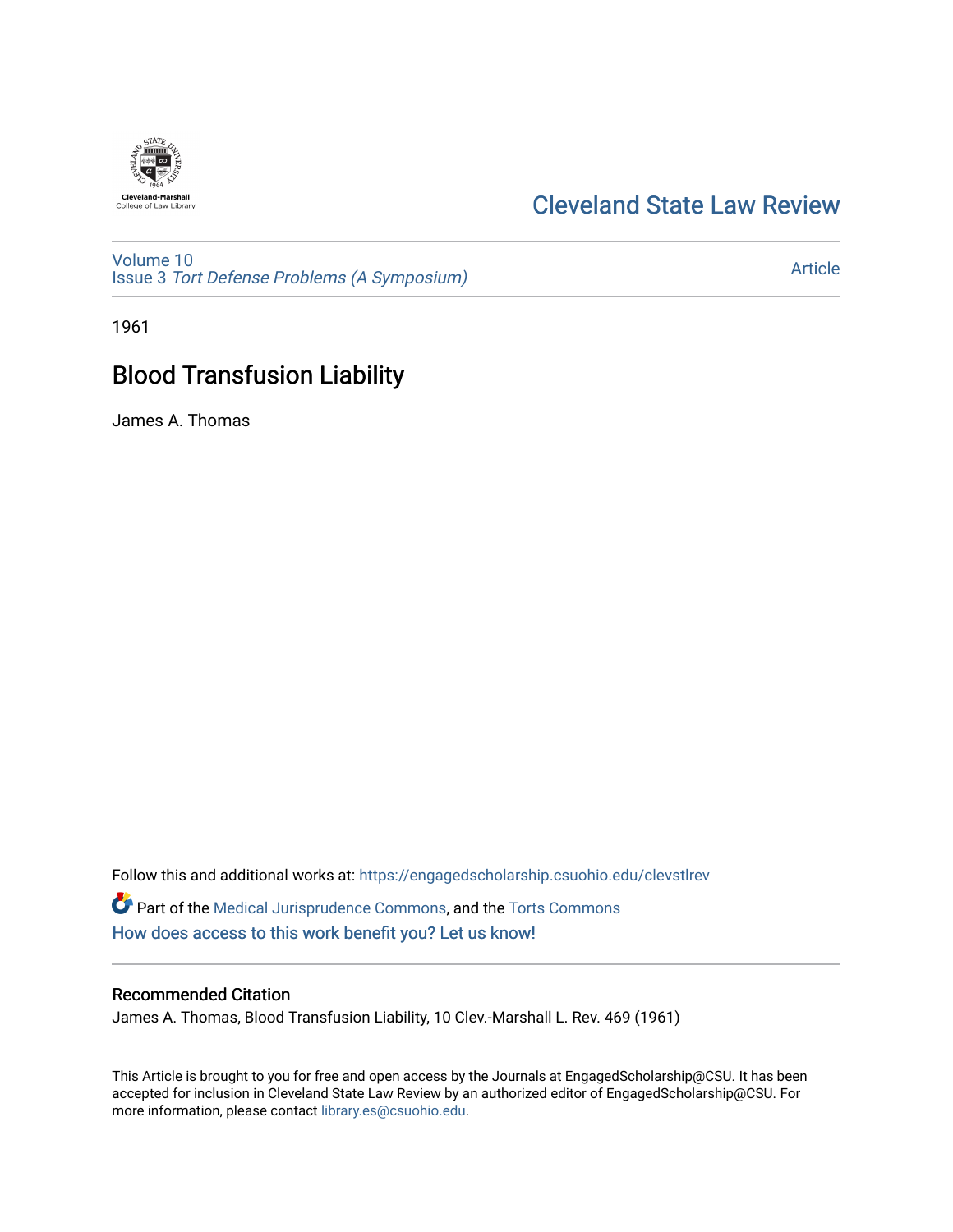Cleveland State Law Review

Volume 10
Issue 3 *Tort Defense Problems (A Symposium)*

Article

1961

# Blood Transfusion Liability

James A. Thomas

Follow this and additional works at: https://engagedscholarship.csuohio.edu/clevstlrev

Part of the Medical Jurisprudence Commons, and the Torts Commons

How does access to this work benefit you? Let us know!

## Recommended Citation

James A. Thomas, Blood Transfusion Liability, 10 Clev.-Marshall L. Rev. 469 (1961)

This Article is brought to you for free and open access by the Journals at EngagedScholarship@CSU. It has been accepted for inclusion in Cleveland State Law Review by an authorized editor of EngagedScholarship@CSU. For more information, please contact library.es@csuohio.edu.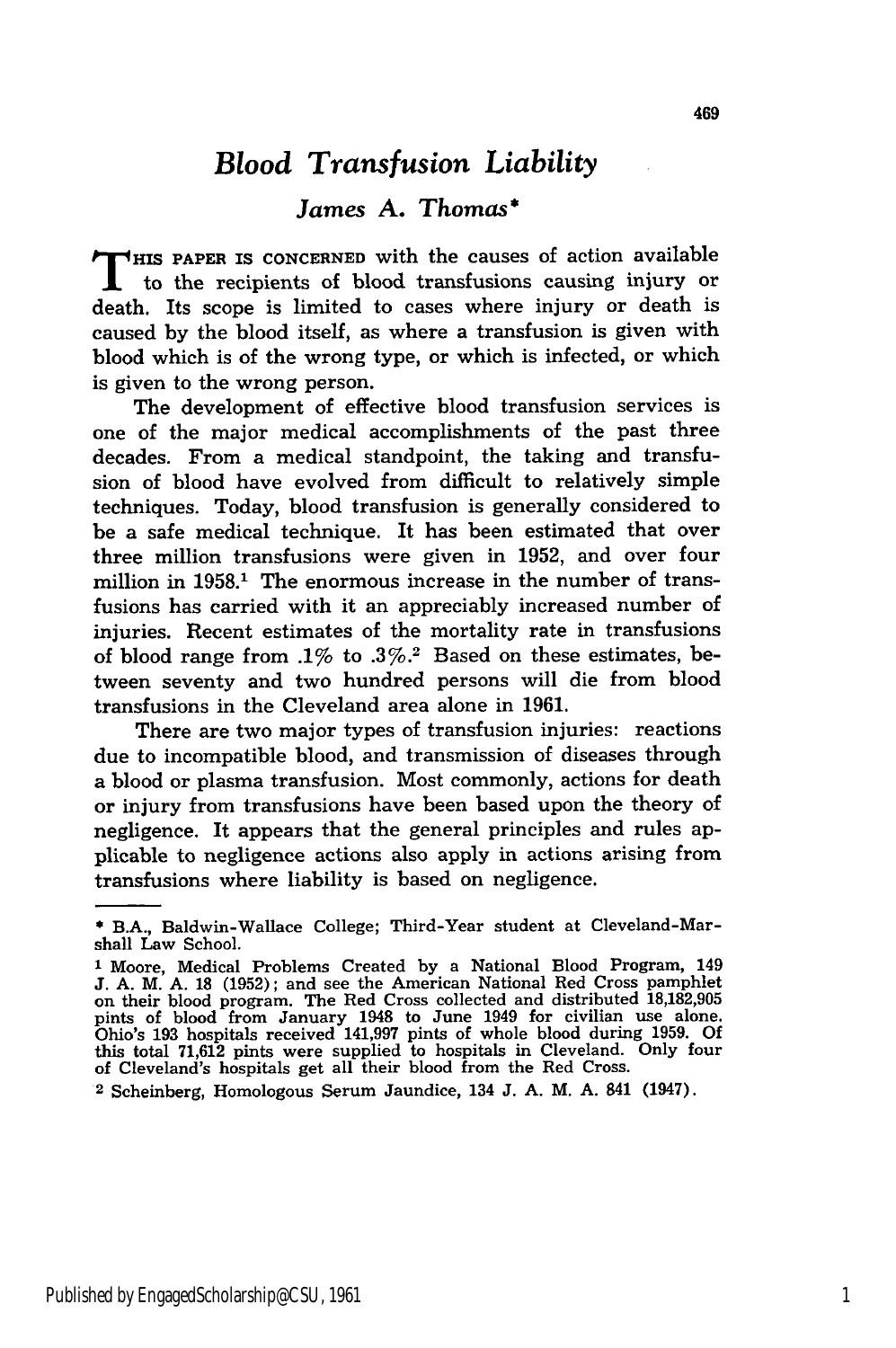// Blood Transfusion Liability

*James A. Thomas**

THIS PAPER IS CONCERNED with the causes of action available to the recipients of blood transfusions causing injury or death. Its scope is limited to cases where injury or death is caused by the blood itself, as where a transfusion is given with blood which is of the wrong type, or which is infected, or which is given to the wrong person.

The development of effective blood transfusion services is one of the major medical accomplishments of the past three decades. From a medical standpoint, the taking and transfusion of blood have evolved from difficult to relatively simple techniques. Today, blood transfusion is generally considered to be a safe medical technique. It has been estimated that over three million transfusions were given in 1952, and over four million in 1958.[1] The enormous increase in the number of transfusions has carried with it an appreciably increased number of injuries. Recent estimates of the mortality rate in transfusions of blood range from .1% to .3%.[2] Based on these estimates, between seventy and two hundred persons will die from blood transfusions in the Cleveland area alone in 1961.

There are two major types of transfusion injuries: reactions due to incompatible blood, and transmission of diseases through a blood or plasma transfusion. Most commonly, actions for death or injury from transfusions have been based upon the theory of negligence. It appears that the general principles and rules applicable to negligence actions also apply in actions arising from transfusions where liability is based on negligence.

---

* B.A., Baldwin-Wallace College; Third-Year student at Cleveland-Marshall Law School.

[1] Moore, Medical Problems Created by a National Blood Program, 149 J. A. M. A. 18 (1952); and see the American National Red Cross pamphlet on their blood program. The Red Cross collected and distributed 18,182,905 pints of blood from January 1948 to June 1949 for civilian use alone. Ohio's 193 hospitals received 141,997 pints of whole blood during 1959. Of this total 71,612 pints were supplied to hospitals in Cleveland. Only four of Cleveland's hospitals get all their blood from the Red Cross.

[2] Scheinberg, Homologous Serum Jaundice, 134 J. A. M. A. 841 (1947).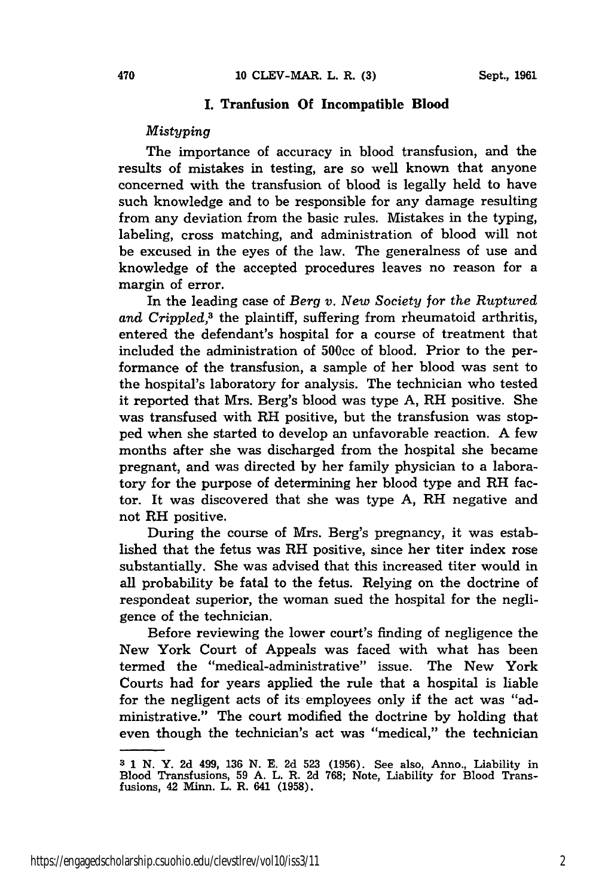## I. Tranfusion Of Incompatible Blood

### *Mistyping*

The importance of accuracy in blood transfusion, and the results of mistakes in testing, are so well known that anyone concerned with the transfusion of blood is legally held to have such knowledge and to be responsible for any damage resulting from any deviation from the basic rules. Mistakes in the typing, labeling, cross matching, and administration of blood will not be excused in the eyes of the law. The generalness of use and knowledge of the accepted procedures leaves no reason for a margin of error.

In the leading case of *Berg v. New Society for the Ruptured and Crippled,*[3] the plaintiff, suffering from rheumatoid arthritis, entered the defendant's hospital for a course of treatment that included the administration of 500cc of blood. Prior to the performance of the transfusion, a sample of her blood was sent to the hospital's laboratory for analysis. The technician who tested it reported that Mrs. Berg's blood was type A, RH positive. She was transfused with RH positive, but the transfusion was stopped when she started to develop an unfavorable reaction. A few months after she was discharged from the hospital she became pregnant, and was directed by her family physician to a laboratory for the purpose of determining her blood type and RH factor. It was discovered that she was type A, RH negative and not RH positive.

During the course of Mrs. Berg's pregnancy, it was established that the fetus was RH positive, since her titer index rose substantially. She was advised that this increased titer would in all probability be fatal to the fetus. Relying on the doctrine of respondeat superior, the woman sued the hospital for the negligence of the technician.

Before reviewing the lower court's finding of negligence the New York Court of Appeals was faced with what has been termed the "medical-administrative" issue. The New York Courts had for years applied the rule that a hospital is liable for the negligent acts of its employees only if the act was "administrative." The court modified the doctrine by holding that even though the technician's act was "medical," the technician

---

[3] 1 N. Y. 2d 499, 136 N. E. 2d 523 (1956). See also, Anno., Liability in Blood Transfusions, 59 A. L. R. 2d 768; Note, Liability for Blood Transfusions, 42 Minn. L. R. 641 (1958).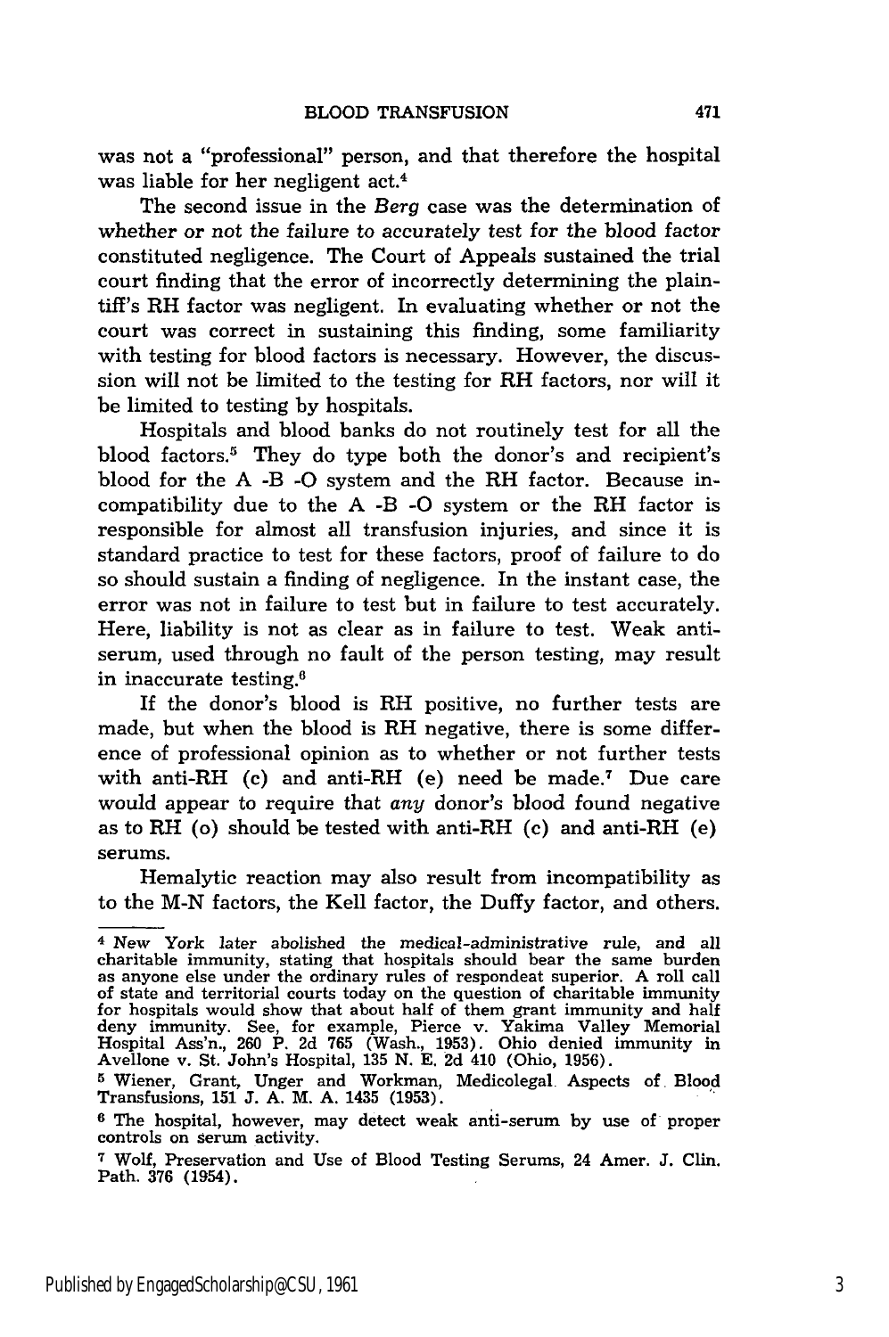was not a "professional" person, and that therefore the hospital was liable for her negligent act.[4]

The second issue in the *Berg* case was the determination of whether or not the failure to accurately test for the blood factor constituted negligence. The Court of Appeals sustained the trial court finding that the error of incorrectly determining the plaintiff's RH factor was negligent. In evaluating whether or not the court was correct in sustaining this finding, some familiarity with testing for blood factors is necessary. However, the discussion will not be limited to the testing for RH factors, nor will it be limited to testing by hospitals.

Hospitals and blood banks do not routinely test for all the blood factors.[5] They do type both the donor's and recipient's blood for the A -B -O system and the RH factor. Because incompatibility due to the A -B -O system or the RH factor is responsible for almost all transfusion injuries, and since it is standard practice to test for these factors, proof of failure to do so should sustain a finding of negligence. In the instant case, the error was not in failure to test but in failure to test accurately. Here, liability is not as clear as in failure to test. Weak antiserum, used through no fault of the person testing, may result in inaccurate testing.[6]

If the donor's blood is RH positive, no further tests are made, but when the blood is RH negative, there is some difference of professional opinion as to whether or not further tests with anti-RH (c) and anti-RH (e) need be made.[7] Due care would appear to require that *any* donor's blood found negative as to RH (o) should be tested with anti-RH (c) and anti-RH (e) serums.

Hemalytic reaction may also result from incompatibility as to the M-N factors, the Kell factor, the Duffy factor, and others.

---

[4] New York later abolished the medical-administrative rule, and all charitable immunity, stating that hospitals should bear the same burden as anyone else under the ordinary rules of respondeat superior. A roll call of state and territorial courts today on the question of charitable immunity for hospitals would show that about half of them grant immunity and half deny immunity. See, for example, Pierce v. Yakima Valley Memorial Hospital Ass'n., 260 P. 2d 765 (Wash., 1953). Ohio denied immunity in Avellone v. St. John's Hospital, 135 N. E. 2d 410 (Ohio, 1956).

[5] Wiener, Grant, Unger and Workman, Medicolegal Aspects of Blood Transfusions, 151 J. A. M. A. 1435 (1953).

[6] The hospital, however, may detect weak anti-serum by use of proper controls on serum activity.

[7] Wolf, Preservation and Use of Blood Testing Serums, 24 Amer. J. Clin. Path. 376 (1954).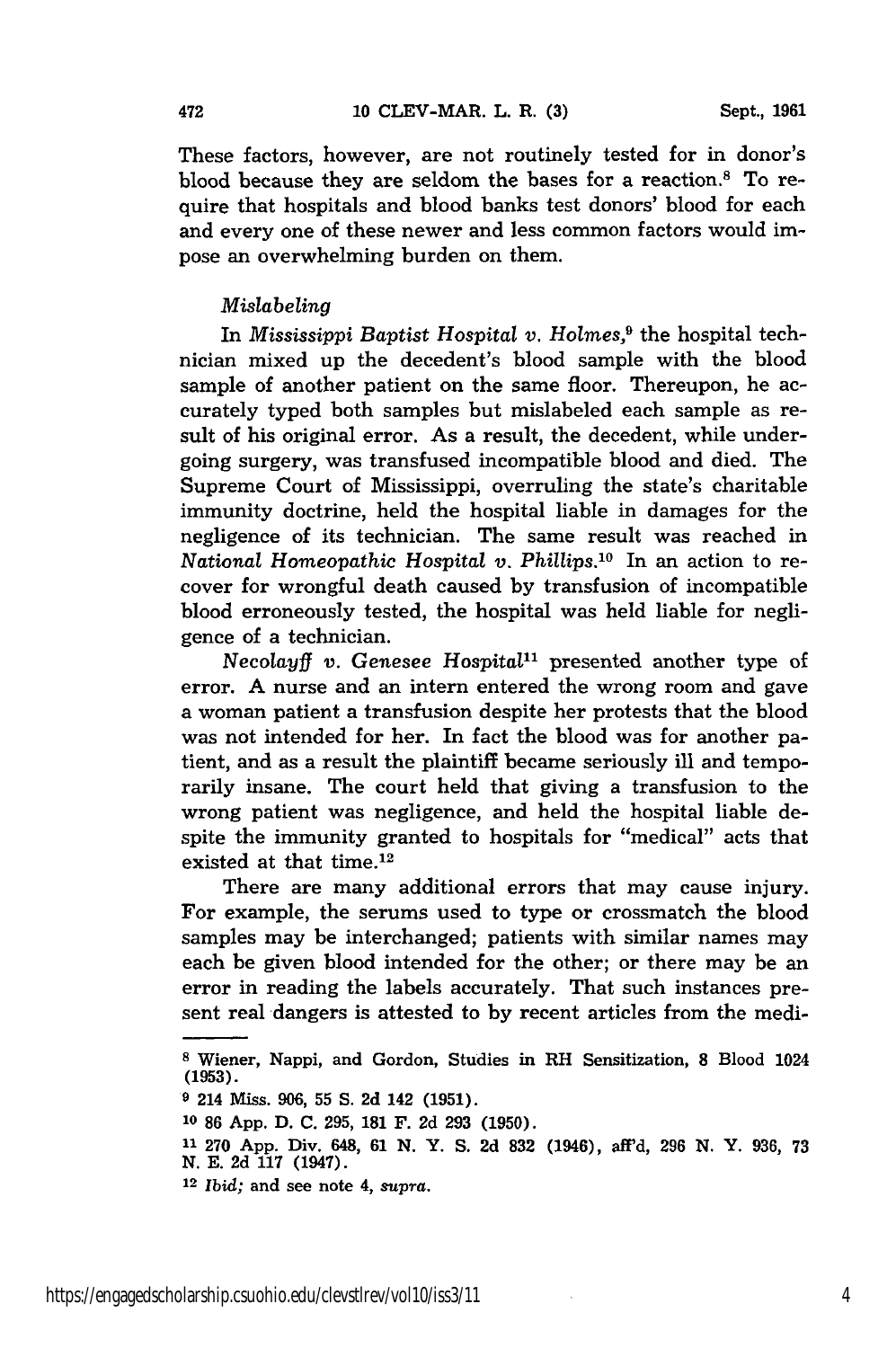These factors, however, are not routinely tested for in donor's blood because they are seldom the bases for a reaction.[8] To require that hospitals and blood banks test donors' blood for each and every one of these newer and less common factors would impose an overwhelming burden on them.

*Mislabeling*

In *Mississippi Baptist Hospital v. Holmes*,[9] the hospital technician mixed up the decedent's blood sample with the blood sample of another patient on the same floor. Thereupon, he accurately typed both samples but mislabeled each sample as result of his original error. As a result, the decedent, while undergoing surgery, was transfused incompatible blood and died. The Supreme Court of Mississippi, overruling the state's charitable immunity doctrine, held the hospital liable in damages for the negligence of its technician. The same result was reached in *National Homeopathic Hospital v. Phillips*.[10] In an action to recover for wrongful death caused by transfusion of incompatible blood erroneously tested, the hospital was held liable for negligence of a technician.

*Necolayff v. Genesee Hospital*[11] presented another type of error. A nurse and an intern entered the wrong room and gave a woman patient a transfusion despite her protests that the blood was not intended for her. In fact the blood was for another patient, and as a result the plaintiff became seriously ill and temporarily insane. The court held that giving a transfusion to the wrong patient was negligence, and held the hospital liable despite the immunity granted to hospitals for "medical" acts that existed at that time.[12]

There are many additional errors that may cause injury. For example, the serums used to type or crossmatch the blood samples may be interchanged; patients with similar names may each be given blood intended for the other; or there may be an error in reading the labels accurately. That such instances present real dangers is attested to by recent articles from the medi-

---

[8] Wiener, Nappi, and Gordon, Studies in RH Sensitization, 8 Blood 1024 (1953).

[9] 214 Miss. 906, 55 S. 2d 142 (1951).

[10] 86 App. D. C. 295, 181 F. 2d 293 (1950).

[11] 270 App. Div. 648, 61 N. Y. S. 2d 832 (1946), aff'd, 296 N. Y. 936, 73 N. E. 2d 117 (1947).

[12] *Ibid;* and see note 4, *supra*.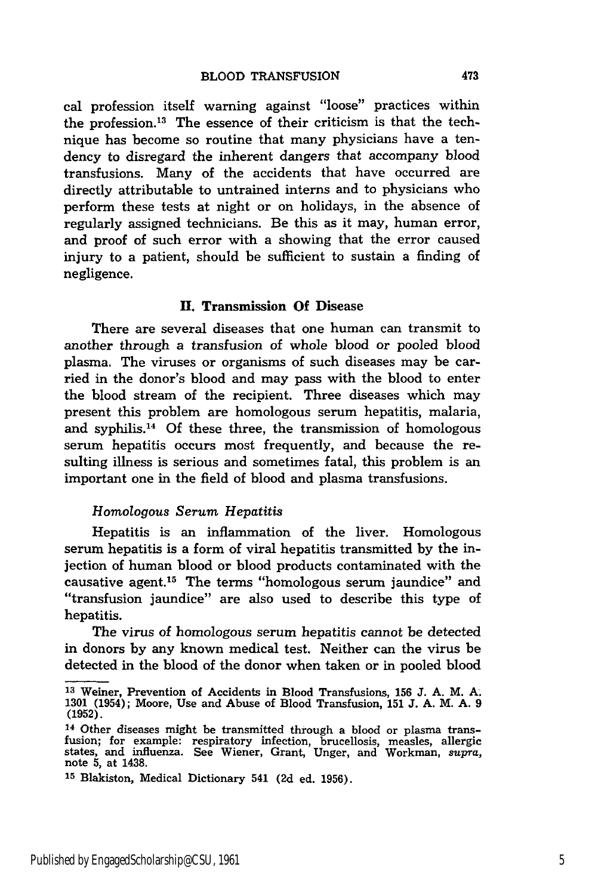cal profession itself warning against "loose" practices within the profession.[13] The essence of their criticism is that the technique has become so routine that many physicians have a tendency to disregard the inherent dangers that accompany blood transfusions. Many of the accidents that have occurred are directly attributable to untrained interns and to physicians who perform these tests at night or on holidays, in the absence of regularly assigned technicians. Be this as it may, human error, and proof of such error with a showing that the error caused injury to a patient, should be sufficient to sustain a finding of negligence.

## II. Transmission Of Disease

There are several diseases that one human can transmit to another through a transfusion of whole blood or pooled blood plasma. The viruses or organisms of such diseases may be carried in the donor's blood and may pass with the blood to enter the blood stream of the recipient. Three diseases which may present this problem are homologous serum hepatitis, malaria, and syphilis.[14] Of these three, the transmission of homologous serum hepatitis occurs most frequently, and because the resulting illness is serious and sometimes fatal, this problem is an important one in the field of blood and plasma transfusions.

### *Homologous Serum Hepatitis*

Hepatitis is an inflammation of the liver. Homologous serum hepatitis is a form of viral hepatitis transmitted by the injection of human blood or blood products contaminated with the causative agent.[15] The terms "homologous serum jaundice" and "transfusion jaundice" are also used to describe this type of hepatitis.

The virus of homologous serum hepatitis cannot be detected in donors by any known medical test. Neither can the virus be detected in the blood of the donor when taken or in pooled blood

---

[13] Weiner, Prevention of Accidents in Blood Transfusions, 156 J. A. M. A. 1301 (1954); Moore, Use and Abuse of Blood Transfusion, 151 J. A. M. A. 9 (1952).

[14] Other diseases might be transmitted through a blood or plasma transfusion; for example: respiratory infection, brucellosis, measles, allergic states, and influenza. See Wiener, Grant, Unger, and Workman, *supra*, note 5, at 1438.

[15] Blakiston, Medical Dictionary 541 (2d ed. 1956).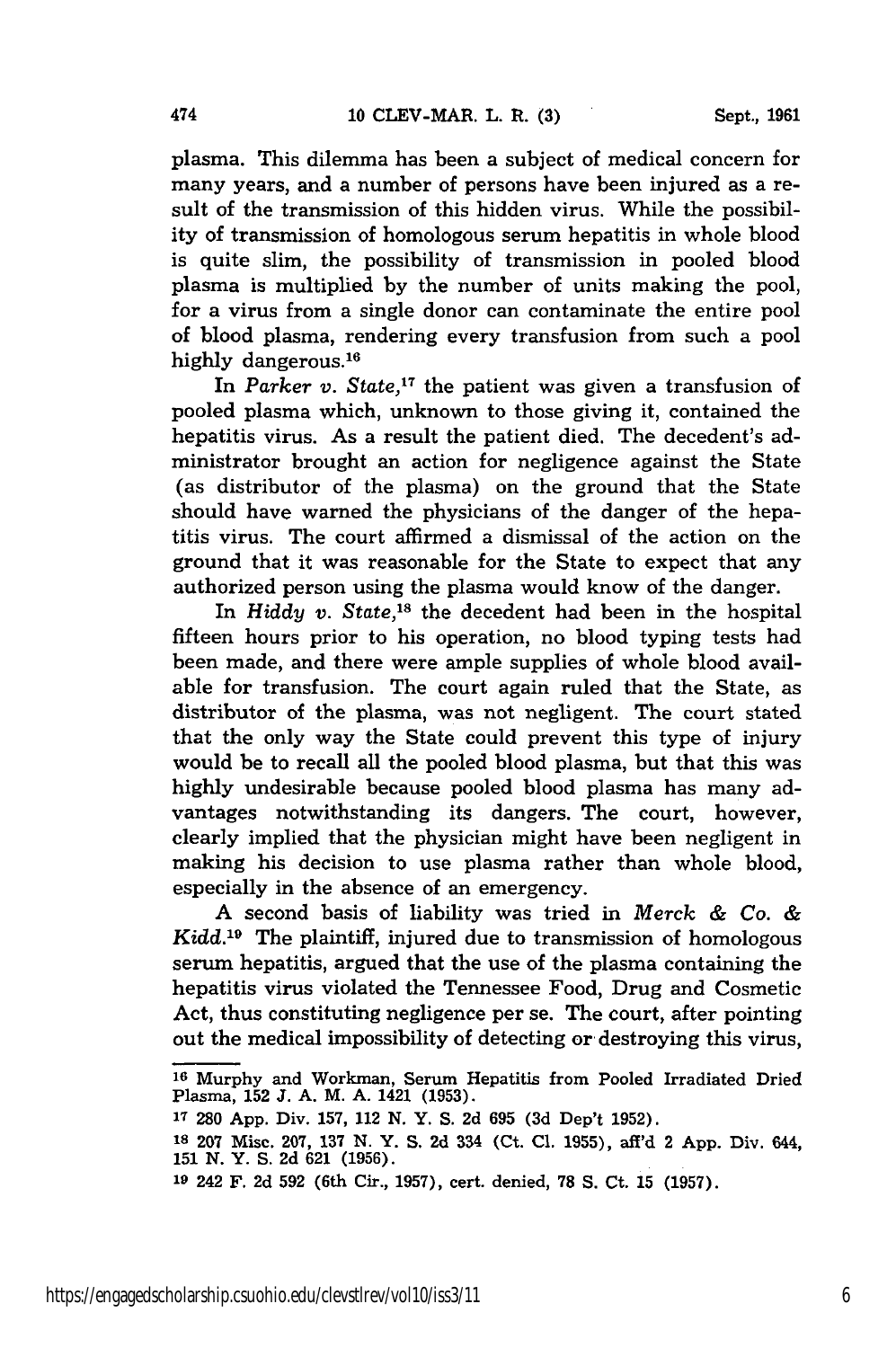plasma. This dilemma has been a subject of medical concern for many years, and a number of persons have been injured as a result of the transmission of this hidden virus. While the possibility of transmission of homologous serum hepatitis in whole blood is quite slim, the possibility of transmission in pooled blood plasma is multiplied by the number of units making the pool, for a virus from a single donor can contaminate the entire pool of blood plasma, rendering every transfusion from such a pool highly dangerous.[16]

In *Parker v. State*,[17] the patient was given a transfusion of pooled plasma which, unknown to those giving it, contained the hepatitis virus. As a result the patient died. The decedent's administrator brought an action for negligence against the State (as distributor of the plasma) on the ground that the State should have warned the physicians of the danger of the hepatitis virus. The court affirmed a dismissal of the action on the ground that it was reasonable for the State to expect that any authorized person using the plasma would know of the danger.

In *Hiddy v. State*,[18] the decedent had been in the hospital fifteen hours prior to his operation, no blood typing tests had been made, and there were ample supplies of whole blood available for transfusion. The court again ruled that the State, as distributor of the plasma, was not negligent. The court stated that the only way the State could prevent this type of injury would be to recall all the pooled blood plasma, but that this was highly undesirable because pooled blood plasma has many advantages notwithstanding its dangers. The court, however, clearly implied that the physician might have been negligent in making his decision to use plasma rather than whole blood, especially in the absence of an emergency.

A second basis of liability was tried in *Merck & Co. & Kidd*.[19] The plaintiff, injured due to transmission of homologous serum hepatitis, argued that the use of the plasma containing the hepatitis virus violated the Tennessee Food, Drug and Cosmetic Act, thus constituting negligence per se. The court, after pointing out the medical impossibility of detecting or destroying this virus,

---

[16] Murphy and Workman, Serum Hepatitis from Pooled Irradiated Dried Plasma, 152 J. A. M. A. 1421 (1953).

[17] 280 App. Div. 157, 112 N. Y. S. 2d 695 (3d Dep't 1952).

[18] 207 Misc. 207, 137 N. Y. S. 2d 334 (Ct. Cl. 1955), aff'd 2 App. Div. 644, 151 N. Y. S. 2d 621 (1956).

[19] 242 F. 2d 592 (6th Cir., 1957), cert. denied, 78 S. Ct. 15 (1957).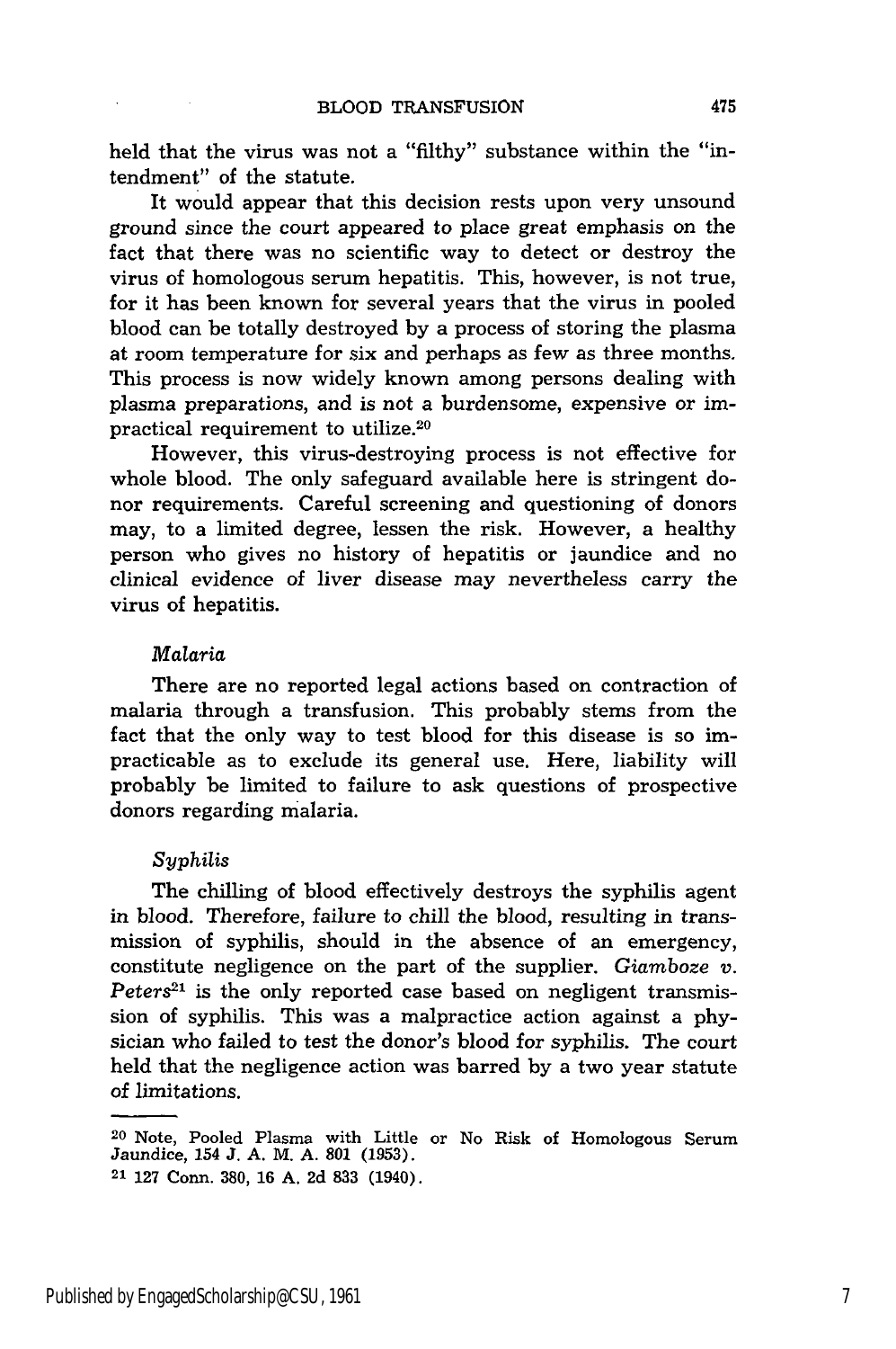held that the virus was not a "filthy" substance within the "intendment" of the statute.

It would appear that this decision rests upon very unsound ground since the court appeared to place great emphasis on the fact that there was no scientific way to detect or destroy the virus of homologous serum hepatitis. This, however, is not true, for it has been known for several years that the virus in pooled blood can be totally destroyed by a process of storing the plasma at room temperature for six and perhaps as few as three months. This process is now widely known among persons dealing with plasma preparations, and is not a burdensome, expensive or impractical requirement to utilize.[20]

However, this virus-destroying process is not effective for whole blood. The only safeguard available here is stringent donor requirements. Careful screening and questioning of donors may, to a limited degree, lessen the risk. However, a healthy person who gives no history of hepatitis or jaundice and no clinical evidence of liver disease may nevertheless carry the virus of hepatitis.

### *Malaria*

There are no reported legal actions based on contraction of malaria through a transfusion. This probably stems from the fact that the only way to test blood for this disease is so impracticable as to exclude its general use. Here, liability will probably be limited to failure to ask questions of prospective donors regarding malaria.

### *Syphilis*

The chilling of blood effectively destroys the syphilis agent in blood. Therefore, failure to chill the blood, resulting in transmission of syphilis, should in the absence of an emergency, constitute negligence on the part of the supplier. *Giamboze v. Peters*[21] is the only reported case based on negligent transmission of syphilis. This was a malpractice action against a physician who failed to test the donor's blood for syphilis. The court held that the negligence action was barred by a two year statute of limitations.

---

[20] Note, Pooled Plasma with Little or No Risk of Homologous Serum Jaundice, 154 J. A. M. A. 801 (1953).

[21] 127 Conn. 380, 16 A. 2d 833 (1940).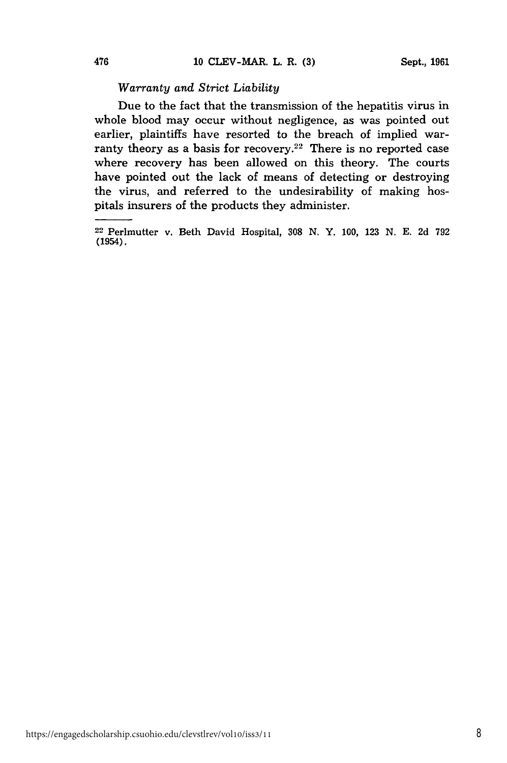### *Warranty and Strict Liability*

Due to the fact that the transmission of the hepatitis virus in whole blood may occur without negligence, as was pointed out earlier, plaintiffs have resorted to the breach of implied warranty theory as a basis for recovery.[22] There is no reported case where recovery has been allowed on this theory. The courts have pointed out the lack of means of detecting or destroying the virus, and referred to the undesirability of making hospitals insurers of the products they administer.

---

[22] Perlmutter v. Beth David Hospital, 308 N. Y. 100, 123 N. E. 2d 792 (1954).